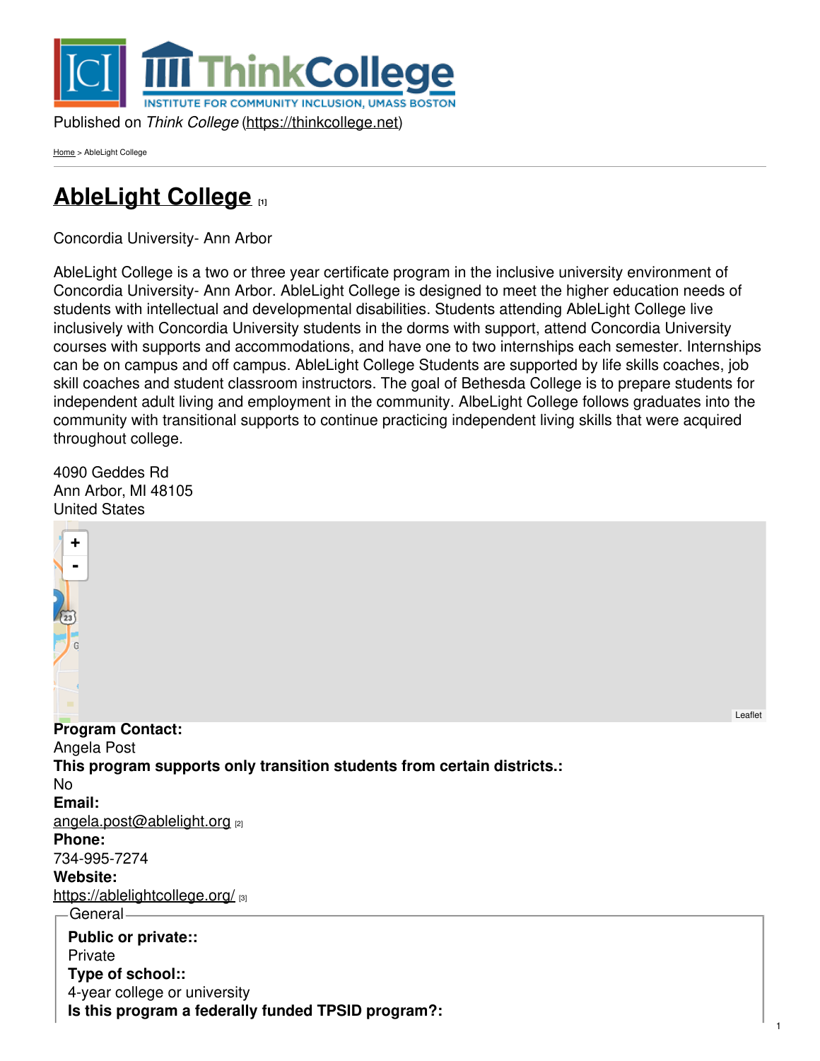Published on *Think College* (https://thinkcollege.net)

Home > AbleLight College

# AbleLight College [1]

Concordia University- Ann Arbor

AbleLight College is a two or three year certificate program in the inclusive university environment of Concordia University- Ann Arbor. AbleLight College is designed to meet the higher education needs of students with intellectual and developmental disabilities. Students attending AbleLight College live inclusively with Concordia University students in the dorms with support, attend Concordia University courses with supports and accommodations, and have one to two internships each semester. Internships can be on campus and off campus. AbleLight College Students are supported by life skills coaches, job skill coaches and student classroom instructors. The goal of Bethesda College is to prepare students for independent adult living and employment in the community. AlbeLight College follows graduates into the community with transitional supports to continue practicing independent living skills that were acquired throughout college.

4090 Geddes Rd
Ann Arbor, MI 48105
United States

**Program Contact:**
Angela Post
**This program supports only transition students from certain districts.:**
No
**Email:**
angela.post@ablelight.org [2]
**Phone:**
734-995-7274
**Website:**
https://ablelightcollege.org/ [3]

General

**Public or private::**
Private
**Type of school::**
4-year college or university
**Is this program a federally funded TPSID program?:**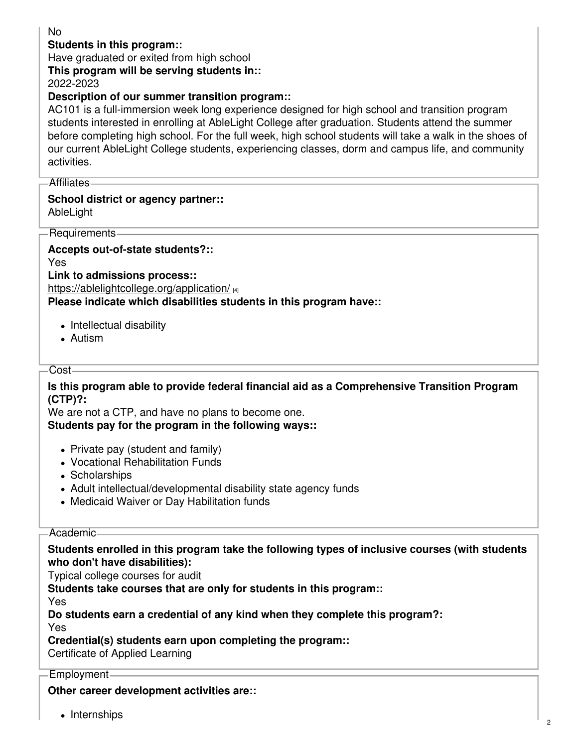No

**Students in this program::**
Have graduated or exited from high school

**This program will be serving students in::**
2022-2023

**Description of our summer transition program::**
AC101 is a full-immersion week long experience designed for high school and transition program students interested in enrolling at AbleLight College after graduation. Students attend the summer before completing high school. For the full week, high school students will take a walk in the shoes of our current AbleLight College students, experiencing classes, dorm and campus life, and community activities.

## Affiliates

**School district or agency partner::**
AbleLight

## Requirements

**Accepts out-of-state students?::**
Yes

**Link to admissions process::**
https://ablelightcollege.org/application/ [4]

**Please indicate which disabilities students in this program have::**

- Intellectual disability
- Autism

## Cost

**Is this program able to provide federal financial aid as a Comprehensive Transition Program (CTP)?:**
We are not a CTP, and have no plans to become one.

**Students pay for the program in the following ways::**

- Private pay (student and family)
- Vocational Rehabilitation Funds
- Scholarships
- Adult intellectual/developmental disability state agency funds
- Medicaid Waiver or Day Habilitation funds

## Academic

**Students enrolled in this program take the following types of inclusive courses (with students who don't have disabilities):**
Typical college courses for audit

**Students take courses that are only for students in this program::**
Yes

**Do students earn a credential of any kind when they complete this program?:**
Yes

**Credential(s) students earn upon completing the program::**
Certificate of Applied Learning

## Employment

**Other career development activities are::**

- Internships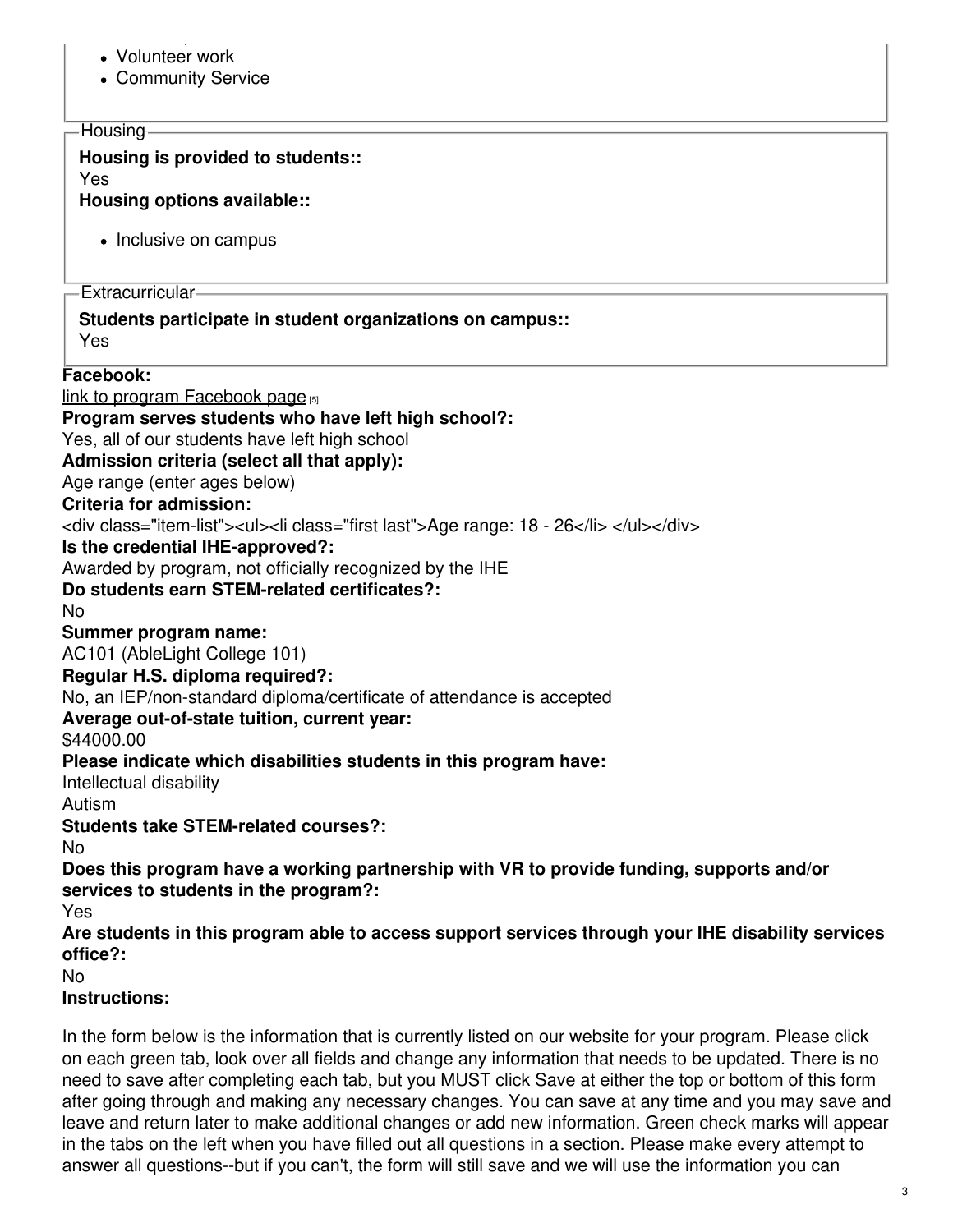- Volunteer work
- Community Service

Housing

**Housing is provided to students::**
Yes
**Housing options available::**

- Inclusive on campus

Extracurricular

**Students participate in student organizations on campus::**
Yes

**Facebook:**
link to program Facebook page [5]
**Program serves students who have left high school?:**
Yes, all of our students have left high school
**Admission criteria (select all that apply):**
Age range (enter ages below)
**Criteria for admission:**
<div class="item-list"><ul><li class="first last">Age range: 18 - 26</li> </ul></div>
**Is the credential IHE-approved?:**
Awarded by program, not officially recognized by the IHE
**Do students earn STEM-related certificates?:**
No
**Summer program name:**
AC101 (AbleLight College 101)
**Regular H.S. diploma required?:**
No, an IEP/non-standard diploma/certificate of attendance is accepted
**Average out-of-state tuition, current year:**
$44000.00
**Please indicate which disabilities students in this program have:**
Intellectual disability
Autism
**Students take STEM-related courses?:**
No
**Does this program have a working partnership with VR to provide funding, supports and/or services to students in the program?:**
Yes
**Are students in this program able to access support services through your IHE disability services office?:**
No
**Instructions:**

In the form below is the information that is currently listed on our website for your program. Please click on each green tab, look over all fields and change any information that needs to be updated. There is no need to save after completing each tab, but you MUST click Save at either the top or bottom of this form after going through and making any necessary changes. You can save at any time and you may save and leave and return later to make additional changes or add new information. Green check marks will appear in the tabs on the left when you have filled out all questions in a section. Please make every attempt to answer all questions--but if you can't, the form will still save and we will use the information you can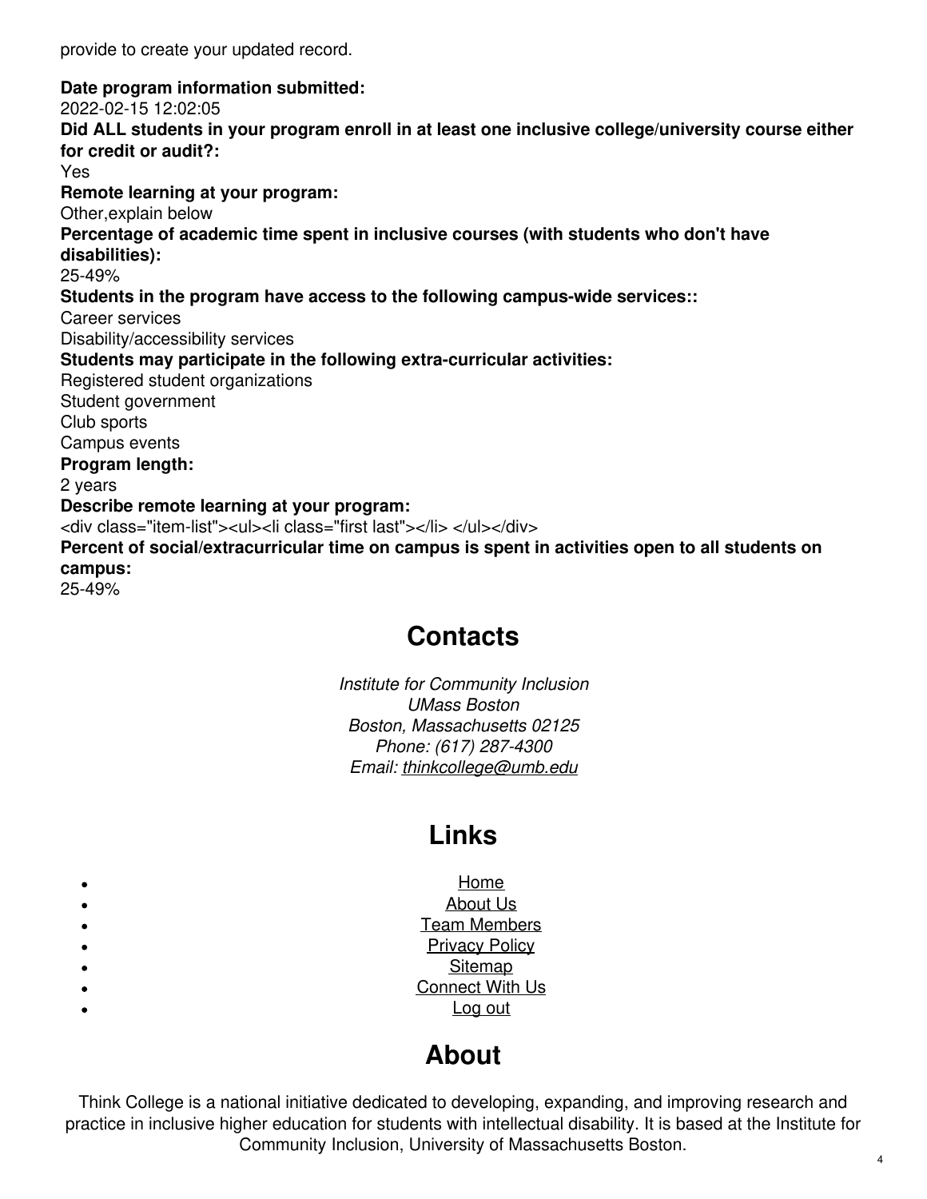provide to create your updated record.

**Date program information submitted:**
2022-02-15 12:02:05
**Did ALL students in your program enroll in at least one inclusive college/university course either for credit or audit?:**
Yes
**Remote learning at your program:**
Other,explain below
**Percentage of academic time spent in inclusive courses (with students who don't have disabilities):**
25-49%
**Students in the program have access to the following campus-wide services::**
Career services
Disability/accessibility services
**Students may participate in the following extra-curricular activities:**
Registered student organizations
Student government
Club sports
Campus events
**Program length:**
2 years
**Describe remote learning at your program:**
<div class="item-list"><ul><li class="first last"></li> </ul></div>
**Percent of social/extracurricular time on campus is spent in activities open to all students on campus:**
25-49%

## Contacts

*Institute for Community Inclusion*
*UMass Boston*
*Boston, Massachusetts 02125*
*Phone: (617) 287-4300*
*Email: thinkcollege@umb.edu*

## Links

- Home
- About Us
- Team Members
- Privacy Policy
- Sitemap
- Connect With Us
- Log out

## About

Think College is a national initiative dedicated to developing, expanding, and improving research and practice in inclusive higher education for students with intellectual disability. It is based at the Institute for Community Inclusion, University of Massachusetts Boston.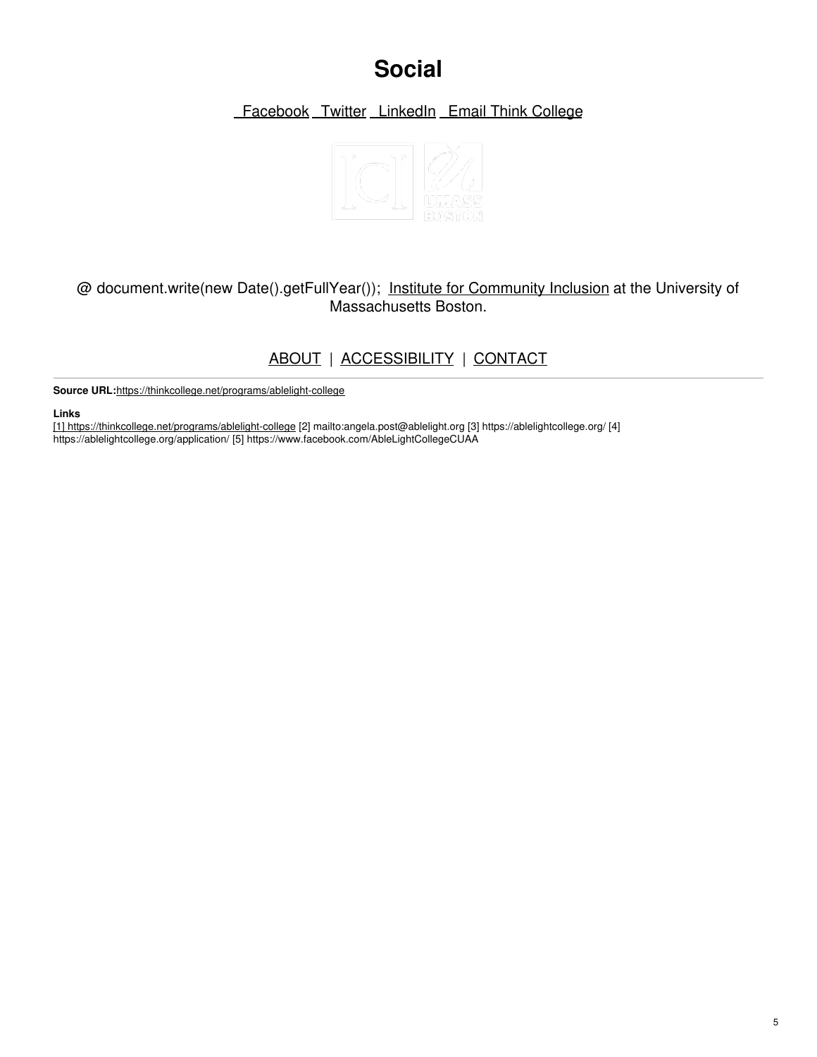# Social

Facebook  Twitter  LinkedIn  Email Think College

@ document.write(new Date().getFullYear());  Institute for Community Inclusion at the University of Massachusetts Boston.

ABOUT | ACCESSIBILITY | CONTACT

**Source URL:**https://thinkcollege.net/programs/ablelight-college

**Links**
[1] https://thinkcollege.net/programs/ablelight-college [2] mailto:angela.post@ablelight.org [3] https://ablelightcollege.org/ [4] https://ablelightcollege.org/application/ [5] https://www.facebook.com/AbleLightCollegeCUAA